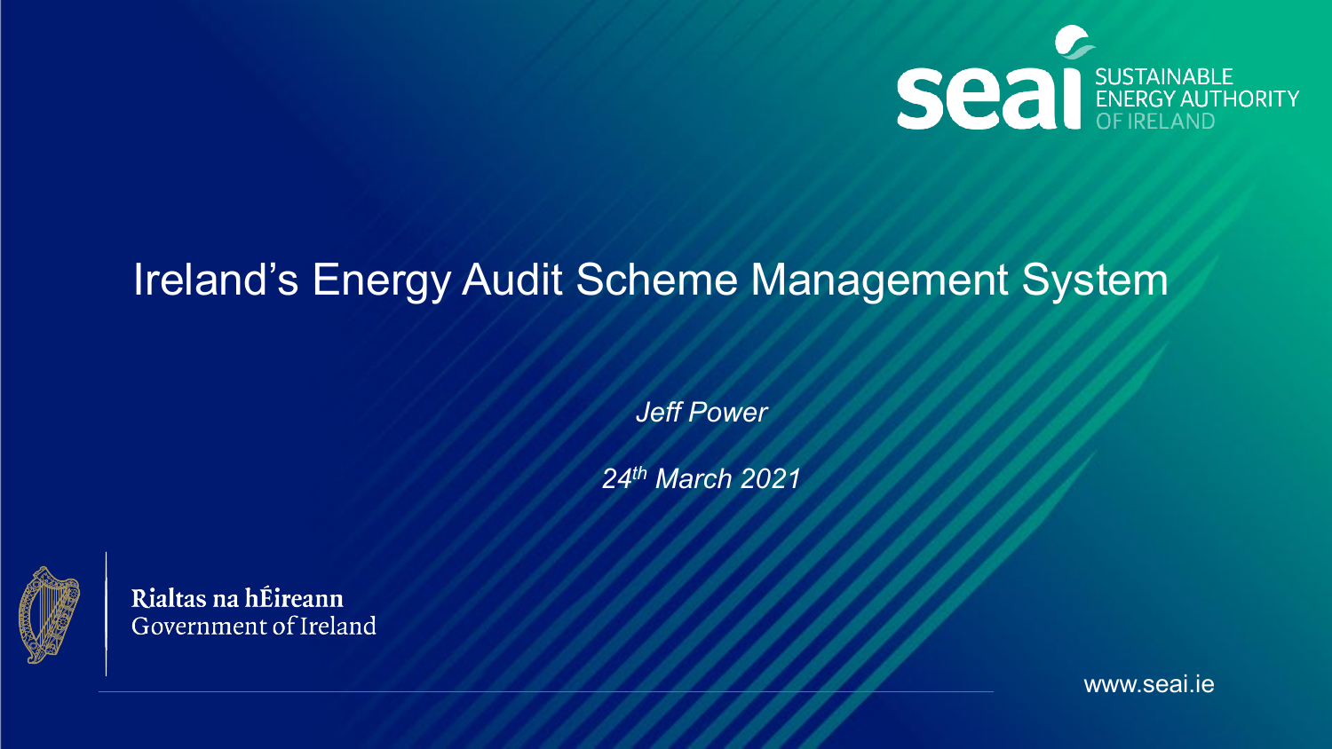SUSTAINABLE ENERGY AUTHORITY OF IRELAND

# Ireland's Energy Audit Scheme Management System

*Jeff Power*

*24th March 2021*

Rialtas na hÉireann
Government of Ireland

www.seai.ie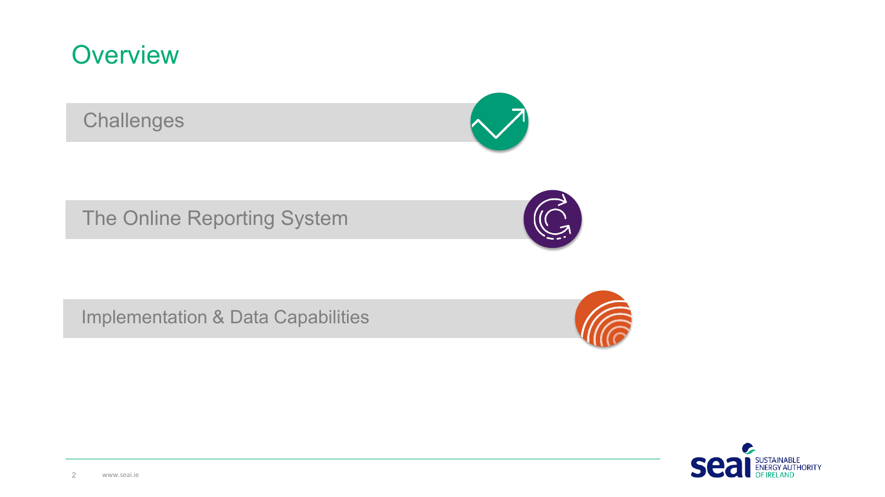# Overview

- Challenges
- The Online Reporting System
- Implementation & Data Capabilities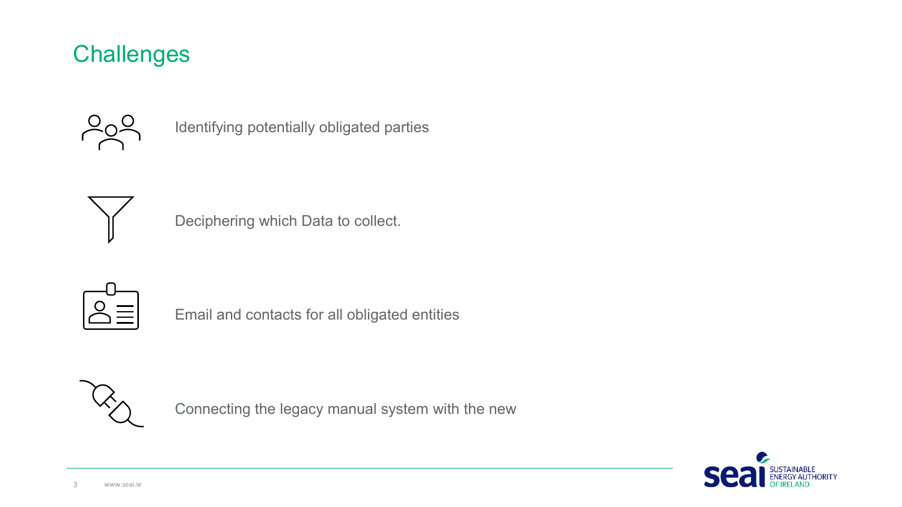# Challenges

- Identifying potentially obligated parties
- Deciphering which Data to collect.
- Email and contacts for all obligated entities
- Connecting the legacy manual system with the new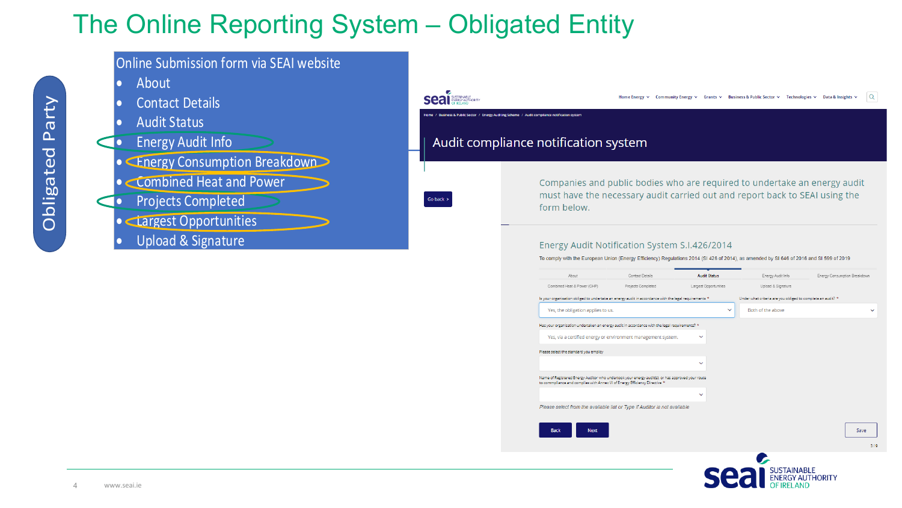# The Online Reporting System – Obligated Entity

Obligated Party

Online Submission form via SEAI website

- About
- Contact Details
- Audit Status
- Energy Audit Info
- Energy Consumption Breakdown
- Combined Heat and Power
- Projects Completed
- Largest Opportunities
- Upload & Signature

Home / Business & Public Sector / Energy Auditing Scheme / Audit compliance notification system

## Audit compliance notification system

Go back

Companies and public bodies who are required to undertake an energy audit must have the necessary audit carried out and report back to SEAI using the form below.

### Energy Audit Notification System S.I.426/2014

To comply with the European Union (Energy Efficiency) Regulations 2014 (SI 426 of 2014), as amended by SI 646 of 2016 and SI 599 of 2019

About | Contact Details | Audit Status | Energy Audit Info | Energy Consumption Breakdown | Combined Heat & Power (CHP) | Projects Completed | Largest Opportunities | Upload & Signature

Is your organisation obliged to undertake an energy audit in accordance with the legal requirements? *
Yes, the obligation applies to us.

Under what criteria are you obliged to complete an audit? *
Both of the above

Has your organisation undertaken an energy audit in accordance with the legal requirements? *
Yes, via a certified energy or environment management system.

Please select the standard you employ

Name of Registered Energy Auditor who undertook your energy audit(s) or has approved your route to commpliance and complies with Annex VI of Energy Efficiency Directive *

*Please select from the available list or Type if Auditor is not available*

Back | Next | Save

3 / 9

www.seai.ie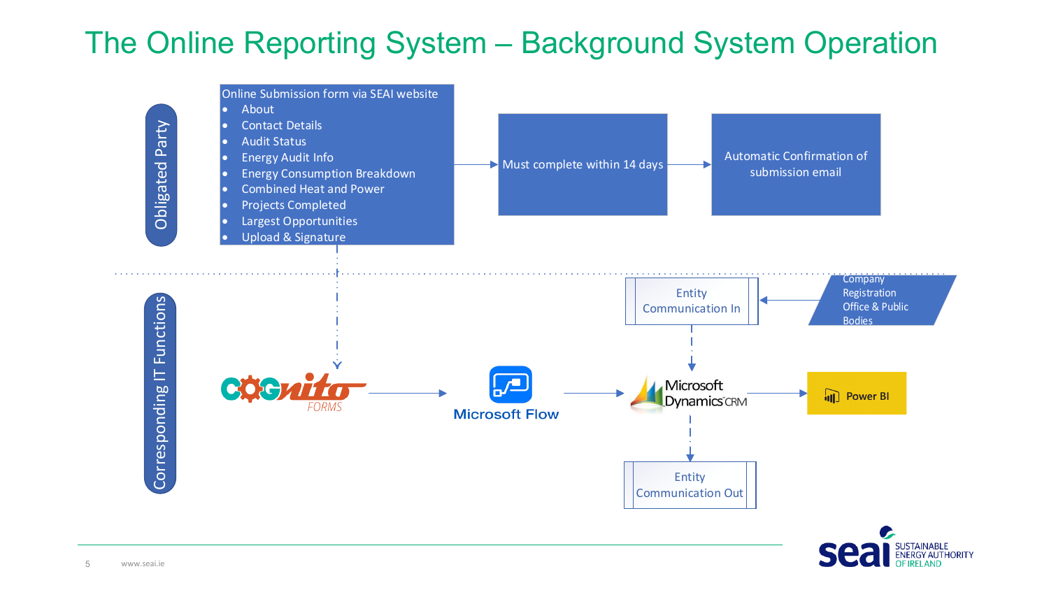# The Online Reporting System – Background System Operation

**Obligated Party**

Online Submission form via SEAI website
- About
- Contact Details
- Audit Status
- Energy Audit Info
- Energy Consumption Breakdown
- Combined Heat and Power
- Projects Completed
- Largest Opportunities
- Upload & Signature

Must complete within 14 days

Automatic Confirmation of submission email

**Corresponding IT Functions**

Cognito FORMS

Microsoft Flow

Microsoft Dynamics CRM

Power BI

Entity Communication In

Company Registration Office & Public Bodies

Entity Communication Out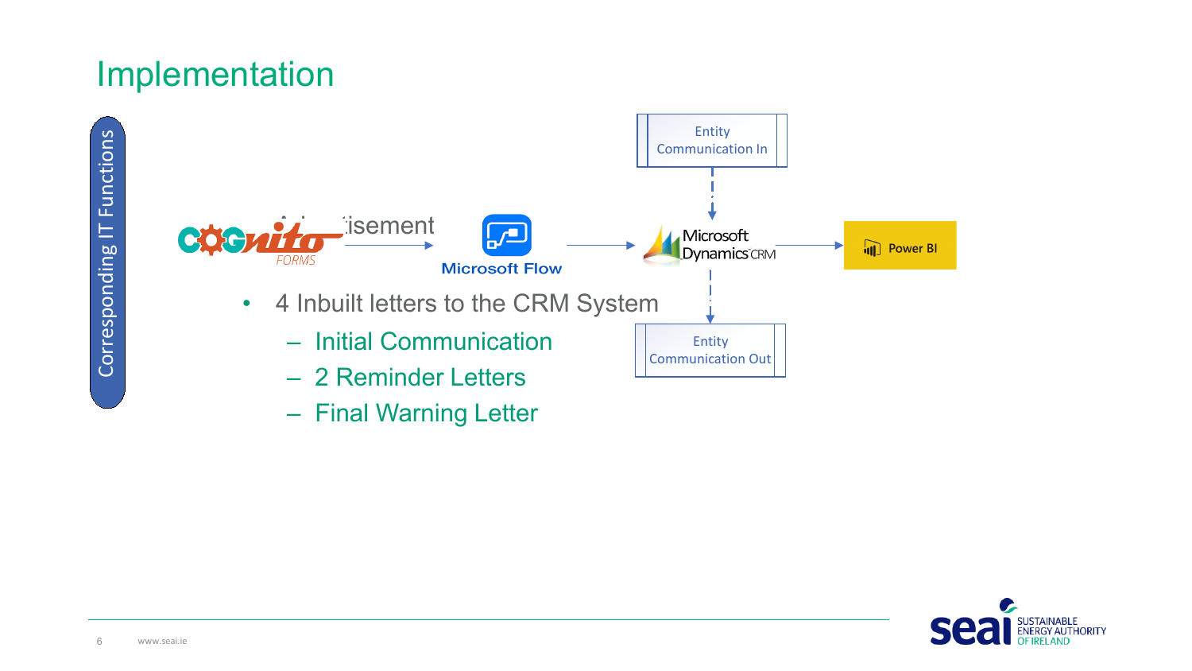# Implementation

Corresponding IT Functions

Cognito Forms — Advertisement → Microsoft Flow → Microsoft Dynamics CRM → Power BI

Entity Communication In → Microsoft Dynamics CRM → Entity Communication Out

- 4 Inbuilt letters to the CRM System
  - Initial Communication
  - 2 Reminder Letters
  - Final Warning Letter

www.seai.ie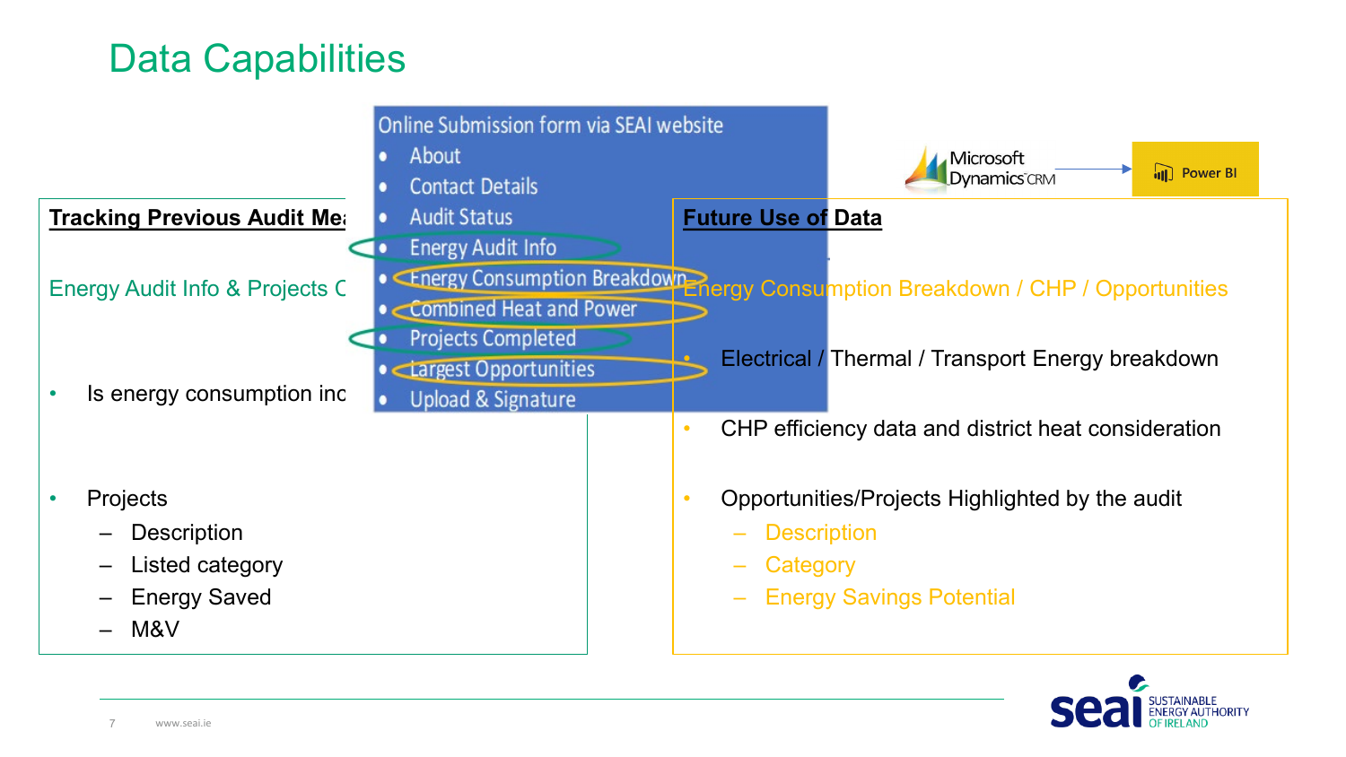# Data Capabilities

Online Submission form via SEAI website

- About
- Contact Details
- Audit Status
- Energy Audit Info
- Energy Consumption Breakdown
- Combined Heat and Power
- Projects Completed
- Largest Opportunities
- Upload & Signature

Microsoft Dynamics CRM → Power BI

**Tracking Previous Audit Mea**

Energy Audit Info & Projects C

- Is energy consumption inc
- Projects
  - Description
  - Listed category
  - Energy Saved
  - M&V

**Future Use of Data**

Energy Consumption Breakdown / CHP / Opportunities

- Electrical / Thermal / Transport Energy breakdown
- CHP efficiency data and district heat consideration
- Opportunities/Projects Highlighted by the audit
  - Description
  - Category
  - Energy Savings Potential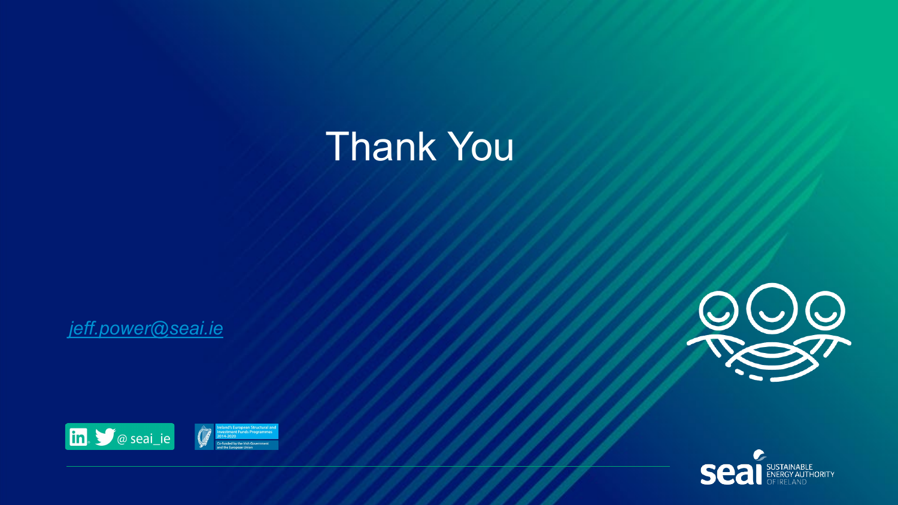# Thank You

*jeff.power@seai.ie*

@ seai_ie

Ireland's European Structural and Investment Funds Programmes 2014-2020

Co-funded by the Irish Government and the European Union

SUSTAINABLE ENERGY AUTHORITY OF IRELAND